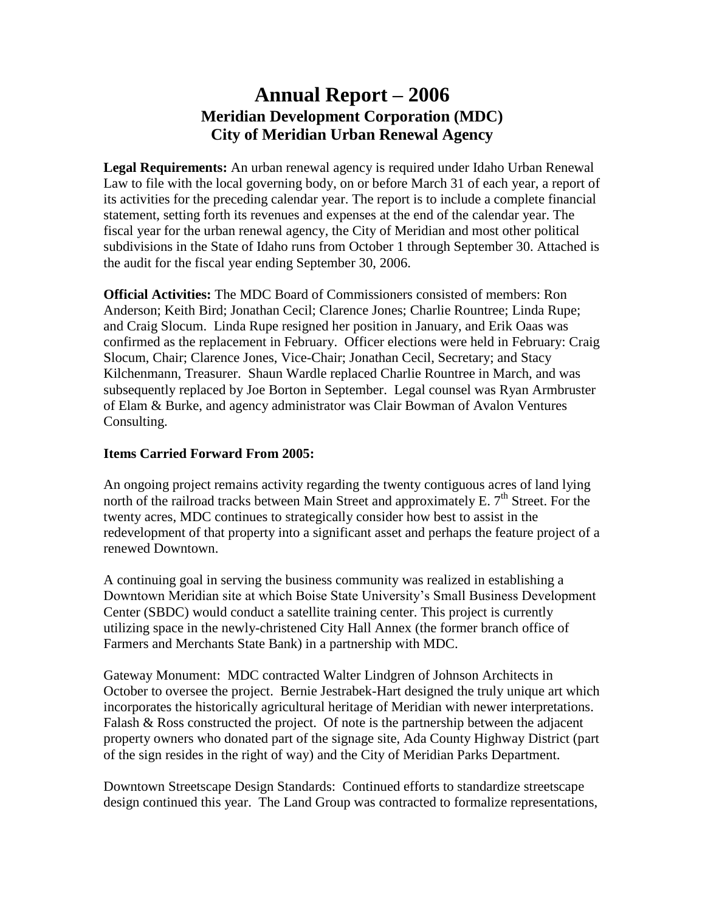# Annual Report – 2006
## Meridian Development Corporation (MDC)
## City of Meridian Urban Renewal Agency

**Legal Requirements:** An urban renewal agency is required under Idaho Urban Renewal Law to file with the local governing body, on or before March 31 of each year, a report of its activities for the preceding calendar year. The report is to include a complete financial statement, setting forth its revenues and expenses at the end of the calendar year. The fiscal year for the urban renewal agency, the City of Meridian and most other political subdivisions in the State of Idaho runs from October 1 through September 30. Attached is the audit for the fiscal year ending September 30, 2006.

**Official Activities:** The MDC Board of Commissioners consisted of members: Ron Anderson; Keith Bird; Jonathan Cecil; Clarence Jones; Charlie Rountree; Linda Rupe; and Craig Slocum. Linda Rupe resigned her position in January, and Erik Oaas was confirmed as the replacement in February. Officer elections were held in February: Craig Slocum, Chair; Clarence Jones, Vice-Chair; Jonathan Cecil, Secretary; and Stacy Kilchenmann, Treasurer. Shaun Wardle replaced Charlie Rountree in March, and was subsequently replaced by Joe Borton in September. Legal counsel was Ryan Armbruster of Elam & Burke, and agency administrator was Clair Bowman of Avalon Ventures Consulting.

**Items Carried Forward From 2005:**

An ongoing project remains activity regarding the twenty contiguous acres of land lying north of the railroad tracks between Main Street and approximately E. 7th Street. For the twenty acres, MDC continues to strategically consider how best to assist in the redevelopment of that property into a significant asset and perhaps the feature project of a renewed Downtown.

A continuing goal in serving the business community was realized in establishing a Downtown Meridian site at which Boise State University's Small Business Development Center (SBDC) would conduct a satellite training center. This project is currently utilizing space in the newly-christened City Hall Annex (the former branch office of Farmers and Merchants State Bank) in a partnership with MDC.

Gateway Monument: MDC contracted Walter Lindgren of Johnson Architects in October to oversee the project. Bernie Jestrabek-Hart designed the truly unique art which incorporates the historically agricultural heritage of Meridian with newer interpretations. Falash & Ross constructed the project. Of note is the partnership between the adjacent property owners who donated part of the signage site, Ada County Highway District (part of the sign resides in the right of way) and the City of Meridian Parks Department.

Downtown Streetscape Design Standards: Continued efforts to standardize streetscape design continued this year. The Land Group was contracted to formalize representations,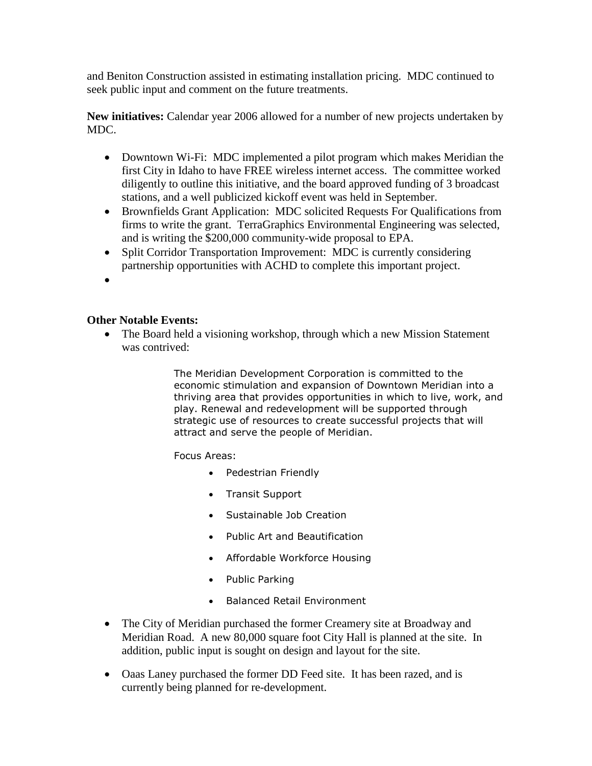and Beniton Construction assisted in estimating installation pricing. MDC continued to seek public input and comment on the future treatments.

**New initiatives:** Calendar year 2006 allowed for a number of new projects undertaken by MDC.

- Downtown Wi-Fi: MDC implemented a pilot program which makes Meridian the first City in Idaho to have FREE wireless internet access. The committee worked diligently to outline this initiative, and the board approved funding of 3 broadcast stations, and a well publicized kickoff event was held in September.
- Brownfields Grant Application: MDC solicited Requests For Qualifications from firms to write the grant. TerraGraphics Environmental Engineering was selected, and is writing the $200,000 community-wide proposal to EPA.
- Split Corridor Transportation Improvement: MDC is currently considering partnership opportunities with ACHD to complete this important project.
-

**Other Notable Events:**

- The Board held a visioning workshop, through which a new Mission Statement was contrived:

  > The Meridian Development Corporation is committed to the economic stimulation and expansion of Downtown Meridian into a thriving area that provides opportunities in which to live, work, and play. Renewal and redevelopment will be supported through strategic use of resources to create successful projects that will attract and serve the people of Meridian.
  >
  > Focus Areas:
  >
  > - Pedestrian Friendly
  > - Transit Support
  > - Sustainable Job Creation
  > - Public Art and Beautification
  > - Affordable Workforce Housing
  > - Public Parking
  > - Balanced Retail Environment

- The City of Meridian purchased the former Creamery site at Broadway and Meridian Road. A new 80,000 square foot City Hall is planned at the site. In addition, public input is sought on design and layout for the site.

- Oaas Laney purchased the former DD Feed site. It has been razed, and is currently being planned for re-development.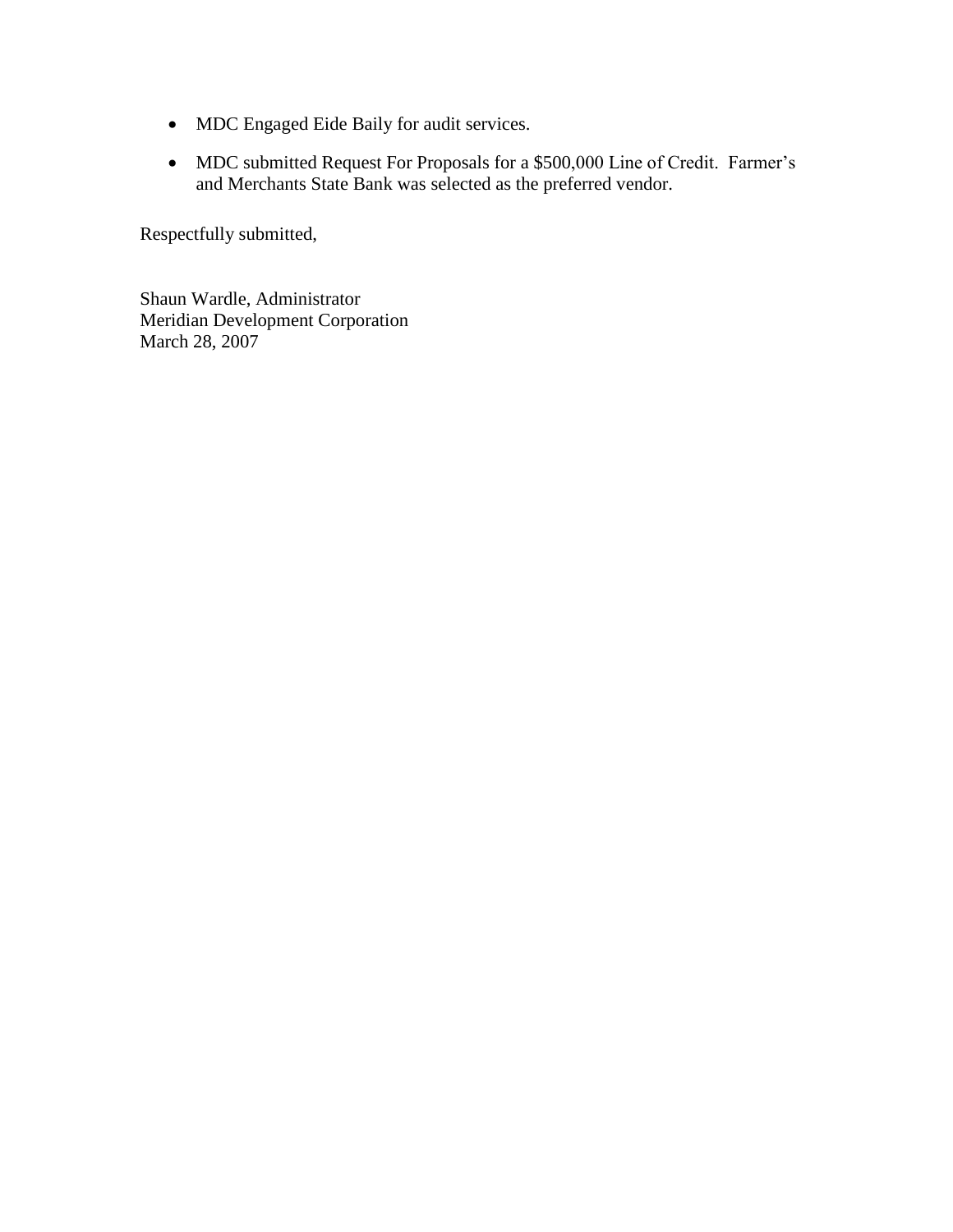- MDC Engaged Eide Baily for audit services.
- MDC submitted Request For Proposals for a $500,000 Line of Credit. Farmer's and Merchants State Bank was selected as the preferred vendor.

Respectfully submitted,

Shaun Wardle, Administrator
Meridian Development Corporation
March 28, 2007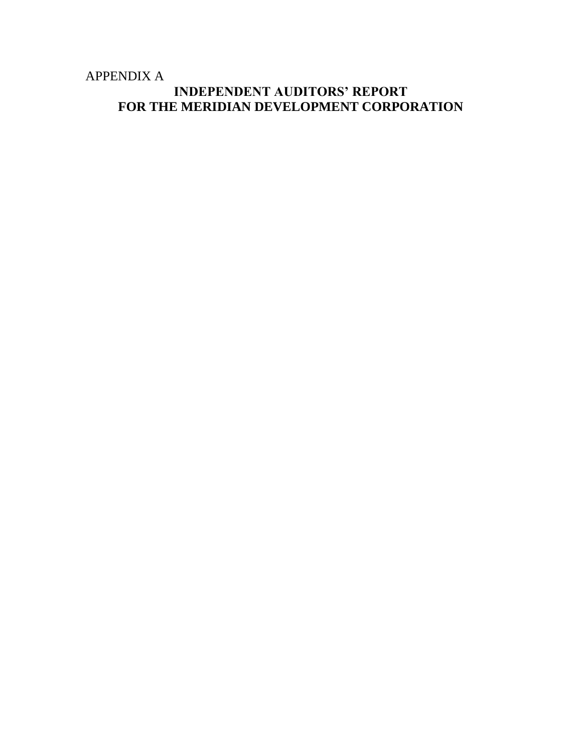APPENDIX A

# INDEPENDENT AUDITORS' REPORT
# FOR THE MERIDIAN DEVELOPMENT CORPORATION